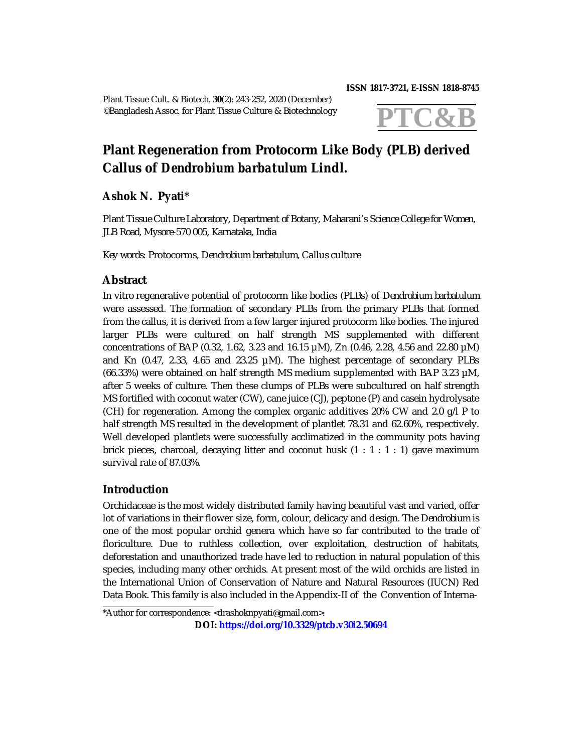# Plant Regeneration from Protocorm Like Body (PLB) derived Callus of *Dendrobium barbatulum* Lindl.

**Ashok N. Pyati***

*Plant Tissue Culture Laboratory, Department of Botany, Maharani's Science College for Women, JLB Road, Mysore-570 005, Karnataka, India*

*Key words:* Protocorms, *Dendrobium barbatulum*, Callus culture

## Abstract

In vitro regenerative potential of protocorm like bodies (PLBs) of *Dendrobium barbatulum* were assessed. The formation of secondary PLBs from the primary PLBs that formed from the callus, it is derived from a few larger injured protocorm like bodies. The injured larger PLBs were cultured on half strength MS supplemented with different concentrations of BAP (0.32, 1.62, 3.23 and 16.15 µM), Zn (0.46, 2.28, 4.56 and 22.80 µM) and Kn (0.47, 2.33, 4.65 and 23.25 µM). The highest percentage of secondary PLBs (66.33%) were obtained on half strength MS medium supplemented with BAP 3.23 µM, after 5 weeks of culture. Then these clumps of PLBs were subcultured on half strength MS fortified with coconut water (CW), cane juice (CJ), peptone (P) and casein hydrolysate (CH) for regeneration. Among the complex organic additives 20% CW and 2.0 g/l P to half strength MS resulted in the development of plantlet 78.31 and 62.60%, respectively. Well developed plantlets were successfully acclimatized in the community pots having brick pieces, charcoal, decaying litter and coconut husk (1 : 1 : 1 : 1) gave maximum survival rate of 87.03%.

## Introduction

Orchidaceae is the most widely distributed family having beautiful vast and varied, offer lot of variations in their flower size, form, colour, delicacy and design. The *Dendrobium* is one of the most popular orchid genera which have so far contributed to the trade of floriculture. Due to ruthless collection, over exploitation, destruction of habitats, deforestation and unauthorized trade have led to reduction in natural population of this species, including many other orchids. At present most of the wild orchids are listed in the International Union of Conservation of Nature and Natural Resources (IUCN) Red Data Book. This family is also included in the Appendix-II of the Convention of Interna-

*Author for correspondence: <drashoknpyati@gmail.com>.

**DOI:** https://doi.org/10.3329/ptcb.v30i2.50694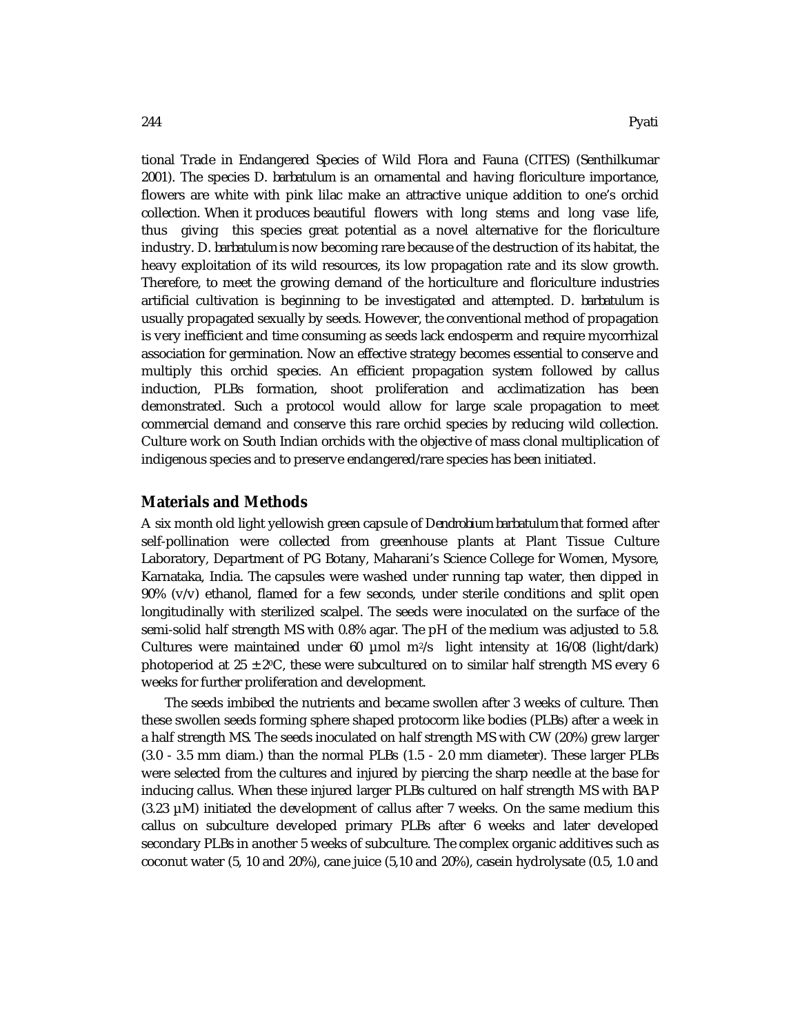tional Trade in Endangered Species of Wild Flora and Fauna (CITES) (Senthilkumar 2001). The species D. *barbatulum* is an ornamental and having floriculture importance, flowers are white with pink lilac make an attractive unique addition to one's orchid collection. When it produces beautiful flowers with long stems and long vase life, thus giving this species great potential as a novel alternative for the floriculture industry. D. *barbatulum* is now becoming rare because of the destruction of its habitat, the heavy exploitation of its wild resources, its low propagation rate and its slow growth. Therefore, to meet the growing demand of the horticulture and floriculture industries artificial cultivation is beginning to be investigated and attempted. D. *barbatulum* is usually propagated sexually by seeds. However, the conventional method of propagation is very inefficient and time consuming as seeds lack endosperm and require mycorrhizal association for germination. Now an effective strategy becomes essential to conserve and multiply this orchid species. An efficient propagation system followed by callus induction, PLBs formation, shoot proliferation and acclimatization has been demonstrated. Such a protocol would allow for large scale propagation to meet commercial demand and conserve this rare orchid species by reducing wild collection. Culture work on South Indian orchids with the objective of mass clonal multiplication of indigenous species and to preserve endangered/rare species has been initiated.

## Materials and Methods

A six month old light yellowish green capsule of *Dendrobium barbatulum* that formed after self-pollination were collected from greenhouse plants at Plant Tissue Culture Laboratory, Department of PG Botany, Maharani's Science College for Women, Mysore, Karnataka, India. The capsules were washed under running tap water, then dipped in 90% (v/v) ethanol, flamed for a few seconds, under sterile conditions and split open longitudinally with sterilized scalpel. The seeds were inoculated on the surface of the semi-solid half strength MS with 0.8% agar. The pH of the medium was adjusted to 5.8. Cultures were maintained under 60 µmol $m^2/s$ light intensity at 16/08 (light/dark) photoperiod at $25 \pm 2^0C$, these were subcultured on to similar half strength MS every 6 weeks for further proliferation and development.

The seeds imbibed the nutrients and became swollen after 3 weeks of culture. Then these swollen seeds forming sphere shaped protocorm like bodies (PLBs) after a week in a half strength MS. The seeds inoculated on half strength MS with CW (20%) grew larger (3.0 - 3.5 mm diam.) than the normal PLBs (1.5 - 2.0 mm diameter). These larger PLBs were selected from the cultures and injured by piercing the sharp needle at the base for inducing callus. When these injured larger PLBs cultured on half strength MS with BAP (3.23 µM) initiated the development of callus after 7 weeks. On the same medium this callus on subculture developed primary PLBs after 6 weeks and later developed secondary PLBs in another 5 weeks of subculture. The complex organic additives such as coconut water (5, 10 and 20%), cane juice (5,10 and 20%), casein hydrolysate (0.5, 1.0 and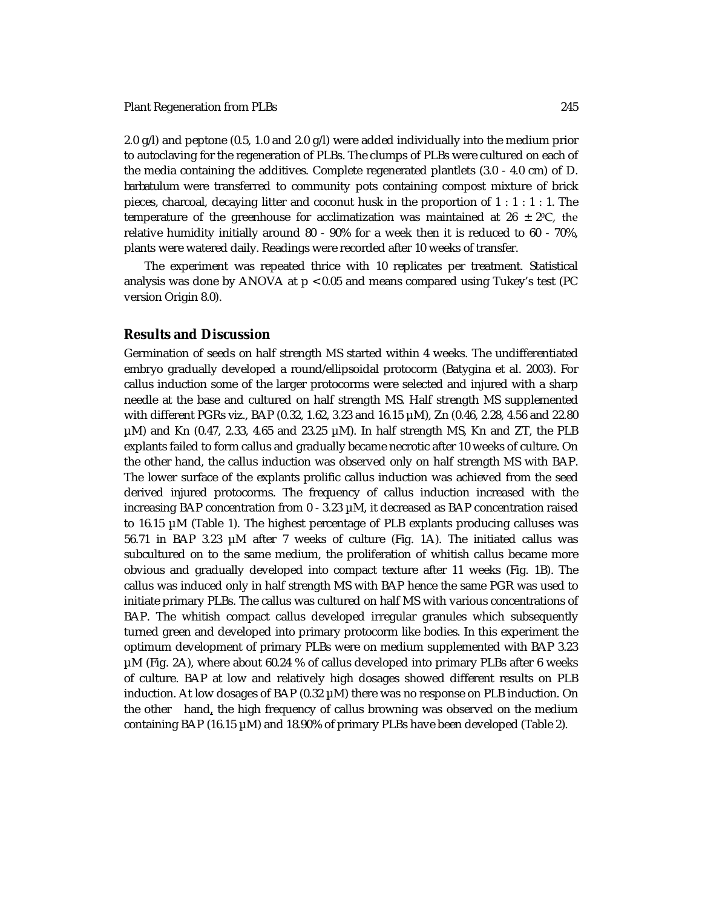2.0 g/l) and peptone (0.5, 1.0 and 2.0 g/l) were added individually into the medium prior to autoclaving for the regeneration of PLBs. The clumps of PLBs were cultured on each of the media containing the additives. Complete regenerated plantlets (3.0 - 4.0 cm) of *D. barbatulum* were transferred to community pots containing compost mixture of brick pieces, charcoal, decaying litter and coconut husk in the proportion of 1 : 1 : 1 : 1. The temperature of the greenhouse for acclimatization was maintained at 26 ± 2ºC, the relative humidity initially around 80 - 90% for a week then it is reduced to 60 - 70%, plants were watered daily. Readings were recorded after 10 weeks of transfer.

The experiment was repeated thrice with 10 replicates per treatment. Statistical analysis was done by ANOVA at $p < 0.05$ and means compared using Tukey's test (PC version Origin 8.0).

## Results and Discussion

Germination of seeds on half strength MS started within 4 weeks. The undifferentiated embryo gradually developed a round/ellipsoidal protocorm (Batygina et al. 2003). For callus induction some of the larger protocorms were selected and injured with a sharp needle at the base and cultured on half strength MS. Half strength MS supplemented with different PGRs viz., BAP (0.32, 1.62, 3.23 and 16.15 µM), Zn (0.46, 2.28, 4.56 and 22.80 µM) and Kn (0.47, 2.33, 4.65 and 23.25 µM). In half strength MS, Kn and ZT, the PLB explants failed to form callus and gradually became necrotic after 10 weeks of culture. On the other hand, the callus induction was observed only on half strength MS with BAP. The lower surface of the explants prolific callus induction was achieved from the seed derived injured protocorms. The frequency of callus induction increased with the increasing BAP concentration from 0 - 3.23 µM, it decreased as BAP concentration raised to 16.15 µM (Table 1). The highest percentage of PLB explants producing calluses was 56.71 in BAP 3.23 µM after 7 weeks of culture (Fig. 1A). The initiated callus was subcultured on to the same medium, the proliferation of whitish callus became more obvious and gradually developed into compact texture after 11 weeks (Fig. 1B). The callus was induced only in half strength MS with BAP hence the same PGR was used to initiate primary PLBs. The callus was cultured on half MS with various concentrations of BAP. The whitish compact callus developed irregular granules which subsequently turned green and developed into primary protocorm like bodies. In this experiment the optimum development of primary PLBs were on medium supplemented with BAP 3.23 µM (Fig. 2A), where about 60.24 % of callus developed into primary PLBs after 6 weeks of culture. BAP at low and relatively high dosages showed different results on PLB induction. At low dosages of BAP (0.32 µM) there was no response on PLB induction. On the other hand, the high frequency of callus browning was observed on the medium containing BAP (16.15 µM) and 18.90% of primary PLBs have been developed (Table 2).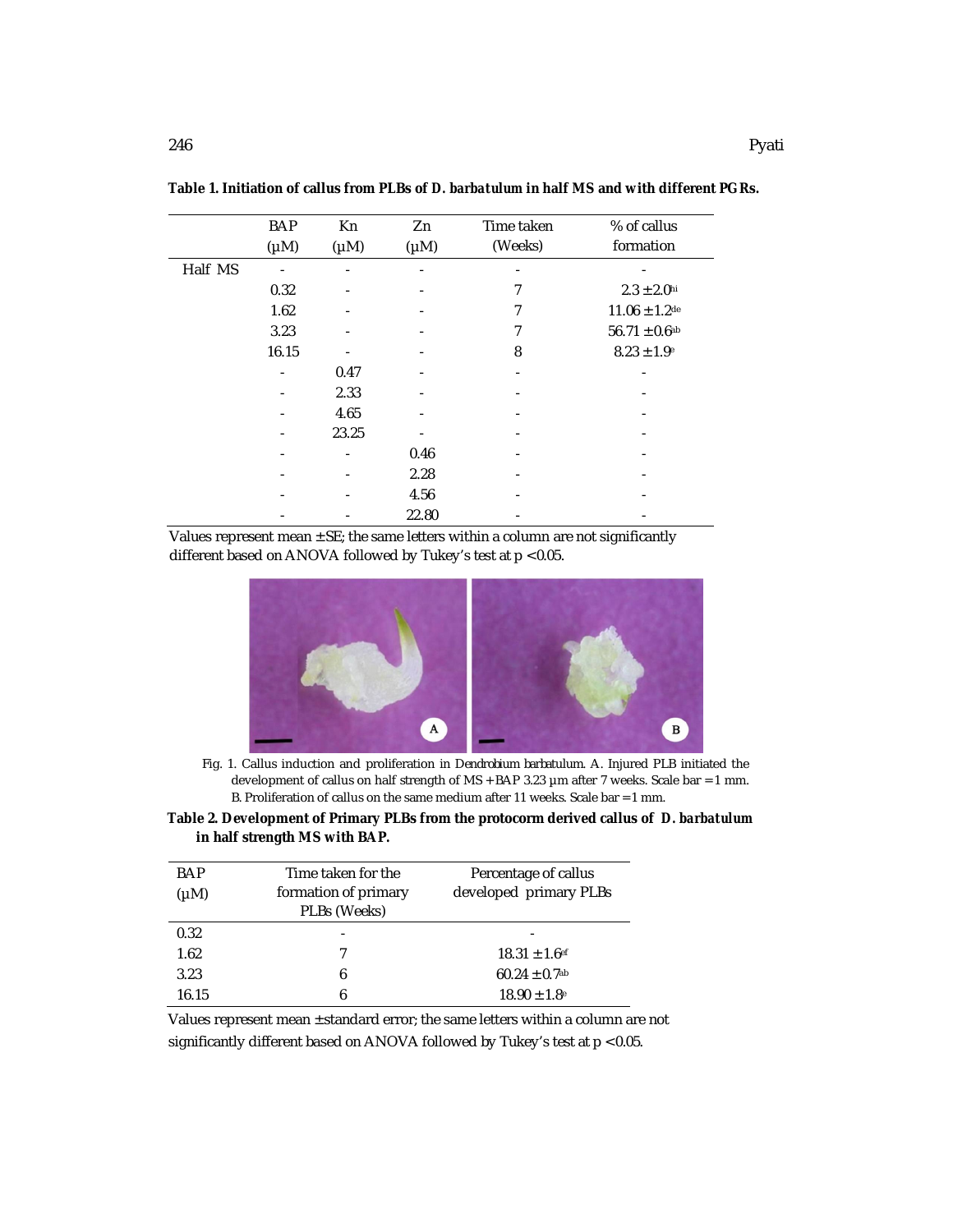**Table 1. Initiation of callus from PLBs of *D. barbatulum* in half MS and with different PGRs.**

| | BAP (µM) | Kn (µM) | Zn (µM) | Time taken (Weeks) | % of callus formation |
|---|---|---|---|---|---|
| Half MS | - | - | - | - | - |
| | 0.32 | - | - | 7 | 2.3 ± 2.0[hi] |
| | 1.62 | - | - | 7 | 11.06 ± 1.2[de] |
| | 3.23 | - | - | 7 | 56.71 ± 0.6[ab] |
| | 16.15 | - | - | 8 | 8.23 ± 1.9[e] |
| | - | 0.47 | - | - | - |
| | - | 2.33 | - | - | - |
| | - | 4.65 | - | - | - |
| | - | 23.25 | - | - | - |
| | - | - | 0.46 | - | - |
| | - | - | 2.28 | - | - |
| | - | - | 4.56 | - | - |
| | - | - | 22.80 | - | - |

Values represent mean ± SE; the same letters within a column are not significantly different based on ANOVA followed by Tukey's test at $p < 0.05$.

Fig. 1. Callus induction and proliferation in *Dendrobium barbatulum*. A. Injured PLB initiated the development of callus on half strength of MS + BAP 3.23 µm after 7 weeks. Scale bar = 1 mm. B. Proliferation of callus on the same medium after 11 weeks. Scale bar = 1 mm.

**Table 2. Development of Primary PLBs from the protocorm derived callus of *D. barbatulum* in half strength MS with BAP.**

| BAP (µM) | Time taken for the formation of primary PLBs (Weeks) | Percentage of callus developed primary PLBs |
|---|---|---|
| 0.32 | - | - |
| 1.62 | 7 | 18.31 ± 1.6[ef] |
| 3.23 | 6 | 60.24 ± 0.7[ab] |
| 16.15 | 6 | 18.90 ± 1.8[e] |

Values represent mean ± standard error; the same letters within a column are not significantly different based on ANOVA followed by Tukey's test at $p < 0.05$.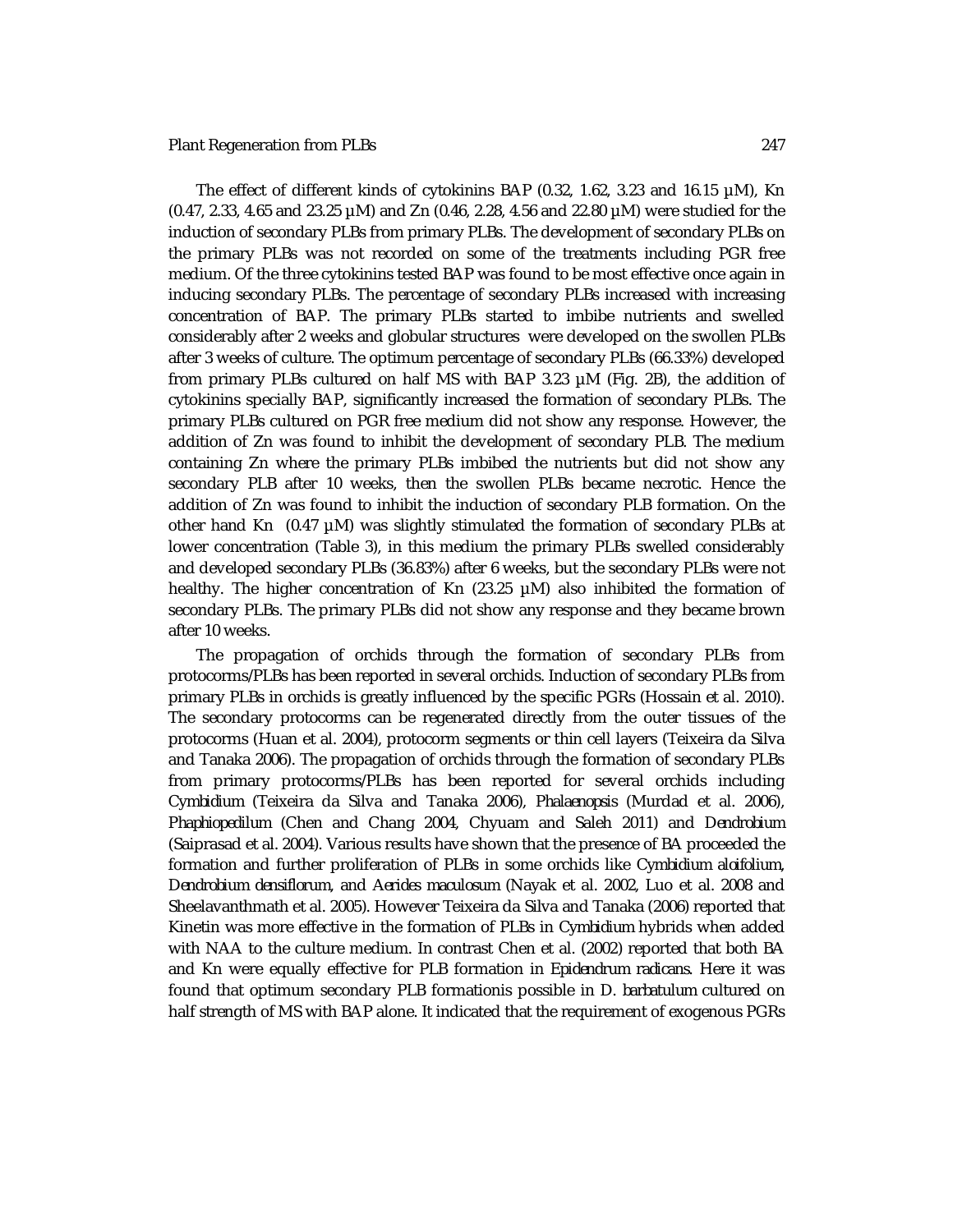The effect of different kinds of cytokinins BAP (0.32, 1.62, 3.23 and 16.15 µM), Kn (0.47, 2.33, 4.65 and 23.25 µM) and Zn (0.46, 2.28, 4.56 and 22.80 µM) were studied for the induction of secondary PLBs from primary PLBs. The development of secondary PLBs on the primary PLBs was not recorded on some of the treatments including PGR free medium. Of the three cytokinins tested BAP was found to be most effective once again in inducing secondary PLBs. The percentage of secondary PLBs increased with increasing concentration of BAP. The primary PLBs started to imbibe nutrients and swelled considerably after 2 weeks and globular structures were developed on the swollen PLBs after 3 weeks of culture. The optimum percentage of secondary PLBs (66.33%) developed from primary PLBs cultured on half MS with BAP 3.23 µM (Fig. 2B), the addition of cytokinins specially BAP, significantly increased the formation of secondary PLBs. The primary PLBs cultured on PGR free medium did not show any response. However, the addition of Zn was found to inhibit the development of secondary PLB. The medium containing Zn where the primary PLBs imbibed the nutrients but did not show any secondary PLB after 10 weeks, then the swollen PLBs became necrotic. Hence the addition of Zn was found to inhibit the induction of secondary PLB formation. On the other hand Kn (0.47 µM) was slightly stimulated the formation of secondary PLBs at lower concentration (Table 3), in this medium the primary PLBs swelled considerably and developed secondary PLBs (36.83%) after 6 weeks, but the secondary PLBs were not healthy. The higher concentration of Kn (23.25 µM) also inhibited the formation of secondary PLBs. The primary PLBs did not show any response and they became brown after 10 weeks.

The propagation of orchids through the formation of secondary PLBs from protocorms/PLBs has been reported in several orchids. Induction of secondary PLBs from primary PLBs in orchids is greatly influenced by the specific PGRs (Hossain et al. 2010). The secondary protocorms can be regenerated directly from the outer tissues of the protocorms (Huan et al. 2004), protocorm segments or thin cell layers (Teixeira da Silva and Tanaka 2006). The propagation of orchids through the formation of secondary PLBs from primary protocorms/PLBs has been reported for several orchids including *Cymbidium* (Teixeira da Silva and Tanaka 2006), *Phalaenopsis* (Murdad et al. 2006), *Phaphiopedilum* (Chen and Chang 2004, Chyuam and Saleh 2011) and *Dendrobium* (Saiprasad et al. 2004). Various results have shown that the presence of BA proceeded the formation and further proliferation of PLBs in some orchids like *Cymbidium aloifolium*, *Dendrobium densiflorum*, and *Aerides maculosum* (Nayak et al. 2002, Luo et al. 2008 and Sheelavanthmath et al. 2005). However Teixeira da Silva and Tanaka (2006) reported that Kinetin was more effective in the formation of PLBs in *Cymbidium* hybrids when added with NAA to the culture medium. In contrast Chen et al. (2002) reported that both BA and Kn were equally effective for PLB formation in *Epidendrum radicans*. Here it was found that optimum secondary PLB formationis possible in *D. barbatulum* cultured on half strength of MS with BAP alone. It indicated that the requirement of exogenous PGRs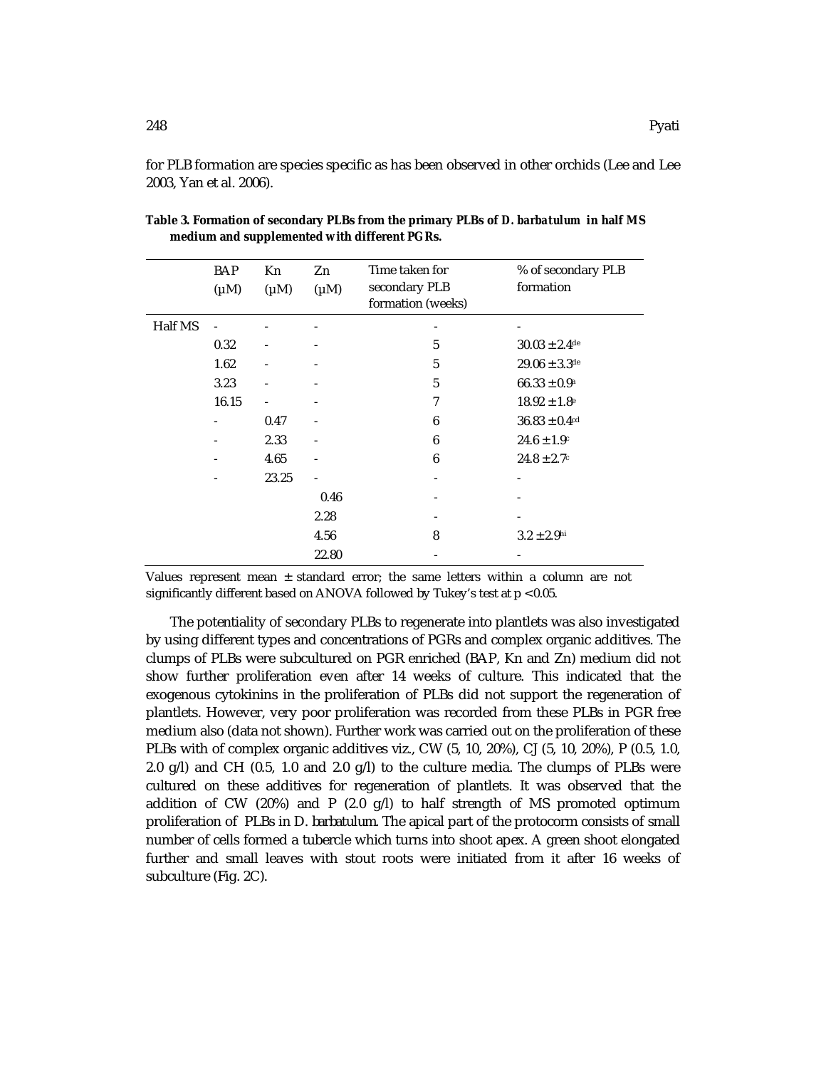for PLB formation are species specific as has been observed in other orchids (Lee and Lee 2003, Yan et al. 2006).

**Table 3. Formation of secondary PLBs from the primary PLBs of *D. barbatulum* in half MS medium and supplemented with different PGRs.**

| | BAP (μM) | Kn (μM) | Zn (μM) | Time taken for secondary PLB formation (weeks) | % of secondary PLB formation |
|---|---|---|---|---|---|
| Half MS | - | - | - | - | - |
| | 0.32 | - | - | 5 | 30.03 ± 2.4[de] |
| | 1.62 | - | - | 5 | 29.06 ± 3.3[de] |
| | 3.23 | - | - | 5 | 66.33 ± 0.9[a] |
| | 16.15 | - | - | 7 | 18.92 ± 1.8[e] |
| | - | 0.47 | - | 6 | 36.83 ± 0.4[cd] |
| | - | 2.33 | - | 6 | 24.6 ± 1.9[c] |
| | - | 4.65 | - | 6 | 24.8 ± 2.7[c] |
| | - | 23.25 | - | - | - |
| | | | 0.46 | - | - |
| | | | 2.28 | - | - |
| | | | 4.56 | 8 | 3.2 ± 2.9[hi] |
| | | | 22.80 | - | - |

Values represent mean ± standard error; the same letters within a column are not significantly different based on ANOVA followed by Tukey's test at $p < 0.05$.

The potentiality of secondary PLBs to regenerate into plantlets was also investigated by using different types and concentrations of PGRs and complex organic additives. The clumps of PLBs were subcultured on PGR enriched (BAP, Kn and Zn) medium did not show further proliferation even after 14 weeks of culture. This indicated that the exogenous cytokinins in the proliferation of PLBs did not support the regeneration of plantlets. However, very poor proliferation was recorded from these PLBs in PGR free medium also (data not shown). Further work was carried out on the proliferation of these PLBs with of complex organic additives viz., CW (5, 10, 20%), CJ (5, 10, 20%), P (0.5, 1.0, 2.0 g/l) and CH (0.5, 1.0 and 2.0 g/l) to the culture media. The clumps of PLBs were cultured on these additives for regeneration of plantlets. It was observed that the addition of CW (20%) and P (2.0 g/l) to half strength of MS promoted optimum proliferation of PLBs in *D. barbatulum*. The apical part of the protocorm consists of small number of cells formed a tubercle which turns into shoot apex. A green shoot elongated further and small leaves with stout roots were initiated from it after 16 weeks of subculture (Fig. 2C).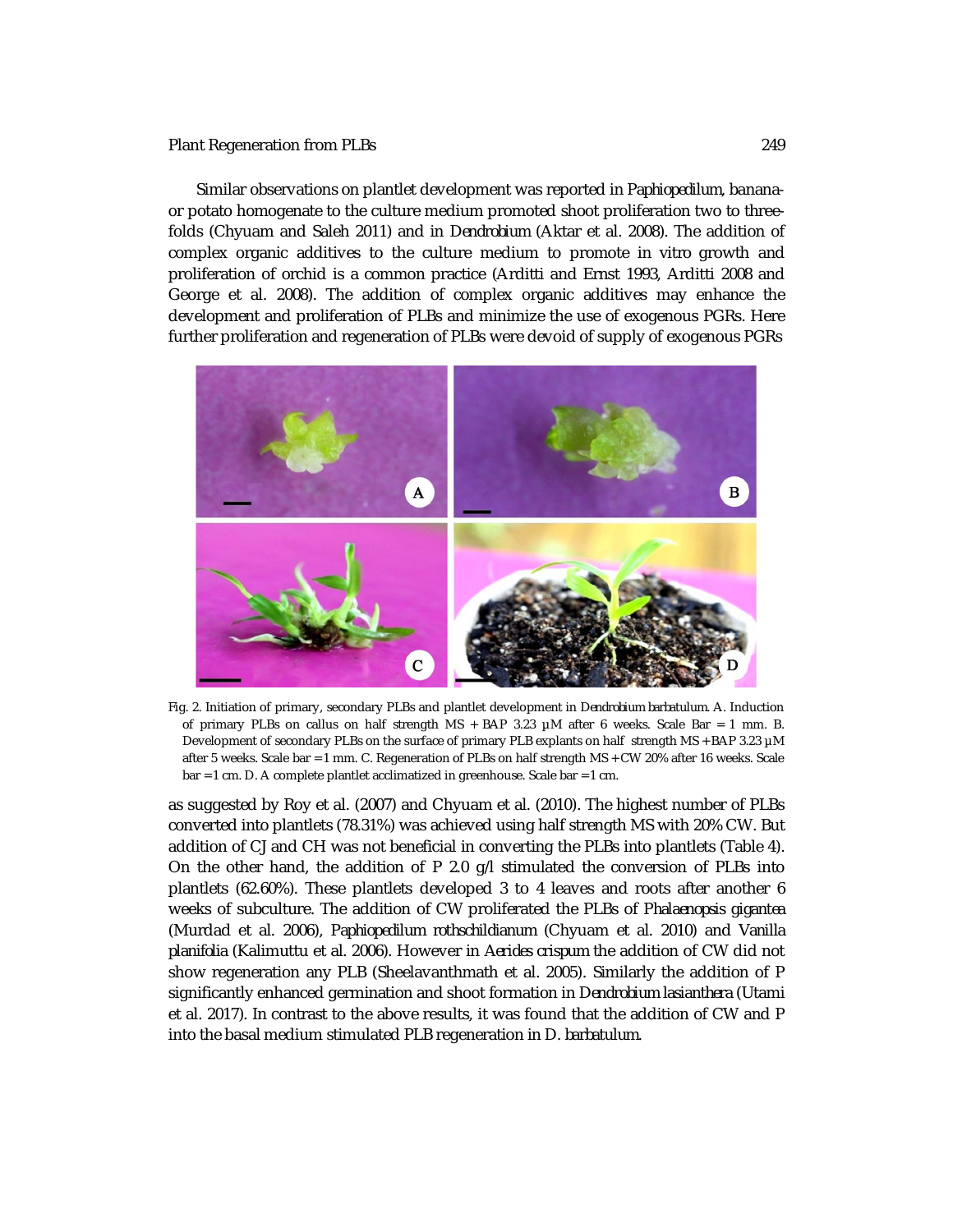Similar observations on plantlet development was reported in *Paphiopedilum*, banana- or potato homogenate to the culture medium promoted shoot proliferation two to three-folds (Chyuam and Saleh 2011) and in *Dendrobium* (Aktar et al. 2008). The addition of complex organic additives to the culture medium to promote in vitro growth and proliferation of orchid is a common practice (Arditti and Ernst 1993, Arditti 2008 and George et al. 2008). The addition of complex organic additives may enhance the development and proliferation of PLBs and minimize the use of exogenous PGRs. Here further proliferation and regeneration of PLBs were devoid of supply of exogenous PGRs

Fig. 2. Initiation of primary, secondary PLBs and plantlet development in *Dendrobium barbatulum*. A. Induction of primary PLBs on callus on half strength MS + BAP 3.23 µM after 6 weeks. Scale Bar = 1 mm. B. Development of secondary PLBs on the surface of primary PLB explants on half strength MS + BAP 3.23 µM after 5 weeks. Scale bar = 1 mm. C. Regeneration of PLBs on half strength MS + CW 20% after 16 weeks. Scale bar = 1 cm. D. A complete plantlet acclimatized in greenhouse. Scale bar = 1 cm.

as suggested by Roy et al. (2007) and Chyuam et al. (2010). The highest number of PLBs converted into plantlets (78.31%) was achieved using half strength MS with 20% CW. But addition of CJ and CH was not beneficial in converting the PLBs into plantlets (Table 4). On the other hand, the addition of P 2.0 g/l stimulated the conversion of PLBs into plantlets (62.60%). These plantlets developed 3 to 4 leaves and roots after another 6 weeks of subculture. The addition of CW proliferated the PLBs of *Phalaenopsis gigantea* (Murdad et al. 2006), *Paphiopedilum rothschildianum* (Chyuam et al. 2010) and *Vanilla planifolia* (Kalimuttu et al. 2006). However in *Aerides crispum* the addition of CW did not show regeneration any PLB (Sheelavanthmath et al. 2005). Similarly the addition of P significantly enhanced germination and shoot formation in *Dendrobium lasianthera* (Utami et al. 2017). In contrast to the above results, it was found that the addition of CW and P into the basal medium stimulated PLB regeneration in *D. barbatulum*.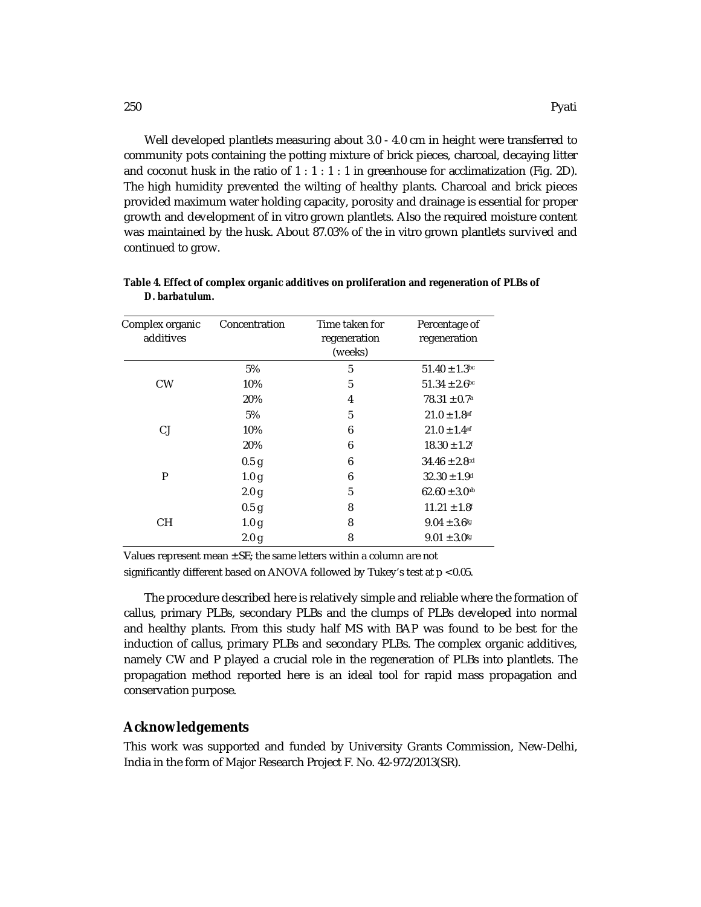Well developed plantlets measuring about 3.0 - 4.0 cm in height were transferred to community pots containing the potting mixture of brick pieces, charcoal, decaying litter and coconut husk in the ratio of 1 : 1 : 1 : 1 in greenhouse for acclimatization (Fig. 2D). The high humidity prevented the wilting of healthy plants. Charcoal and brick pieces provided maximum water holding capacity, porosity and drainage is essential for proper growth and development of in vitro grown plantlets. Also the required moisture content was maintained by the husk. About 87.03% of the in vitro grown plantlets survived and continued to grow.

**Table 4. Effect of complex organic additives on proliferation and regeneration of PLBs of *D. barbatulum*.**

| Complex organic additives | Concentration | Time taken for regeneration (weeks) | Percentage of regeneration |
|---|---|---|---|
| | 5% | 5 | $51.40 \pm 1.3^{bc}$ |
| CW | 10% | 5 | $51.34 \pm 2.6^{bc}$ |
| | 20% | 4 | $78.31 \pm 0.7^{a}$ |
| | 5% | 5 | $21.0 \pm 1.8^{ef}$ |
| CJ | 10% | 6 | $21.0 \pm 1.4^{ef}$ |
| | 20% | 6 | $18.30 \pm 1.2^{f}$ |
| | 0.5 g | 6 | $34.46 \pm 2.8^{cd}$ |
| P | 1.0 g | 6 | $32.30 \pm 1.9^{d}$ |
| | 2.0 g | 5 | $62.60 \pm 3.0^{ab}$ |
| | 0.5 g | 8 | $11.21 \pm 1.8^{f}$ |
| CH | 1.0 g | 8 | $9.04 \pm 3.6^{fg}$ |
| | 2.0 g | 8 | $9.01 \pm 3.0^{fg}$ |

Values represent mean ± SE; the same letters within a column are not significantly different based on ANOVA followed by Tukey's test at $p < 0.05$.

The procedure described here is relatively simple and reliable where the formation of callus, primary PLBs, secondary PLBs and the clumps of PLBs developed into normal and healthy plants. From this study half MS with BAP was found to be best for the induction of callus, primary PLBs and secondary PLBs. The complex organic additives, namely CW and P played a crucial role in the regeneration of PLBs into plantlets. The propagation method reported here is an ideal tool for rapid mass propagation and conservation purpose.

## Acknowledgements

This work was supported and funded by University Grants Commission, New-Delhi, India in the form of Major Research Project F. No. 42-972/2013(SR).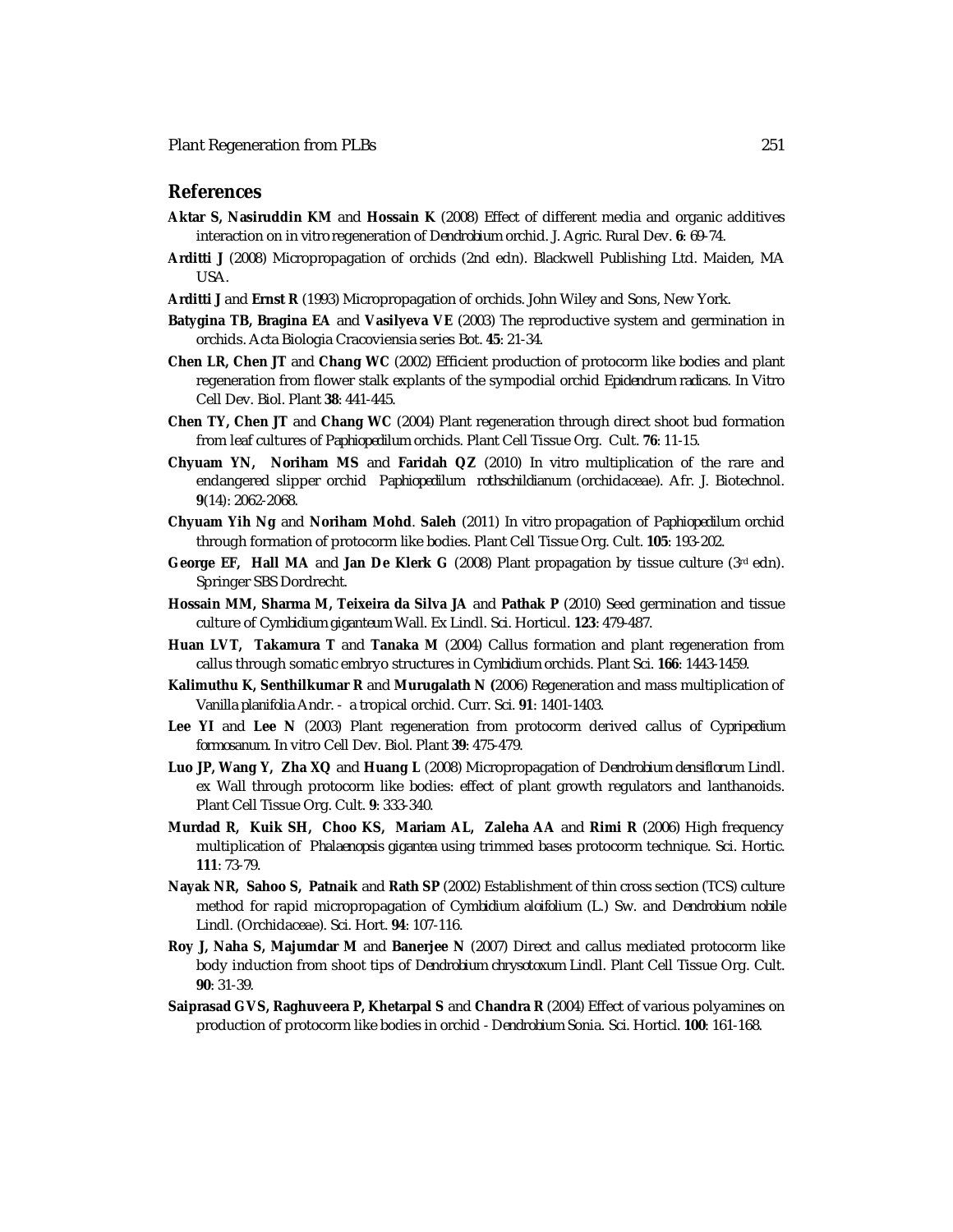## References

**Aktar S, Nasiruddin KM** and **Hossain K** (2008) Effect of different media and organic additives interaction on in vitro regeneration of *Dendrobium* orchid. J. Agric. Rural Dev. **6**: 69-74.

**Arditti J** (2008) Micropropagation of orchids (2nd edn). Blackwell Publishing Ltd. Maiden, MA USA.

**Arditti J** and **Ernst R** (1993) Micropropagation of orchids. John Wiley and Sons, New York.

**Batygina TB, Bragina EA** and **Vasilyeva VE** (2003) The reproductive system and germination in orchids. Acta Biologia Cracoviensia series Bot. **45**: 21-34.

**Chen LR, Chen JT** and **Chang WC** (2002) Efficient production of protocorm like bodies and plant regeneration from flower stalk explants of the sympodial orchid *Epidendrum radicans*. In Vitro Cell Dev. Biol. Plant **38**: 441-445.

**Chen TY, Chen JT** and **Chang WC** (2004) Plant regeneration through direct shoot bud formation from leaf cultures of *Paphiopedilum* orchids. Plant Cell Tissue Org. Cult. **76**: 11-15.

**Chyuam YN, Noriham MS** and **Faridah QZ** (2010) In vitro multiplication of the rare and endangered slipper orchid *Paphiopedilum rothschildianum* (orchidaceae). Afr. J. Biotechnol. **9**(14): 2062-2068.

**Chyuam Yih Ng** and **Noriham Mohd**. **Saleh** (2011) In vitro propagation of *Paphiopedilum* orchid through formation of protocorm like bodies. Plant Cell Tissue Org. Cult. **105**: 193-202.

**George EF, Hall MA** and **Jan De Klerk G** (2008) Plant propagation by tissue culture (3rd edn). Springer SBS Dordrecht.

**Hossain MM, Sharma M, Teixeira da Silva JA** and **Pathak P** (2010) Seed germination and tissue culture of *Cymbidium giganteum* Wall. Ex Lindl. Sci. Horticul. **123**: 479-487.

**Huan LVT, Takamura T** and **Tanaka M** (2004) Callus formation and plant regeneration from callus through somatic embryo structures in *Cymbidium* orchids. Plant Sci. **166**: 1443-1459.

**Kalimuthu K, Senthilkumar R** and **Murugalath N (**2006) Regeneration and mass multiplication of *Vanilla planifolia* Andr. - a tropical orchid. Curr. Sci. **91**: 1401-1403.

**Lee YI** and **Lee N** (2003) Plant regeneration from protocorm derived callus of *Cypripedium formosanum*. In vitro Cell Dev. Biol. Plant **39**: 475-479.

**Luo JP, Wang Y, Zha XQ** and **Huang L** (2008) Micropropagation of *Dendrobium densiflorum* Lindl. ex Wall through protocorm like bodies: effect of plant growth regulators and lanthanoids. Plant Cell Tissue Org. Cult. **9**: 333-340.

**Murdad R, Kuik SH, Choo KS, Mariam AL, Zaleha AA** and **Rimi R** (2006) High frequency multiplication of *Phalaenopsis gigantea* using trimmed bases protocorm technique. Sci. Hortic. **111**: 73-79.

**Nayak NR, Sahoo S, Patnaik** and **Rath SP** (2002) Establishment of thin cross section (TCS) culture method for rapid micropropagation of *Cymbidium aloifolium* (L.) Sw. and *Dendrobium nobile* Lindl. (Orchidaceae). Sci. Hort. **94**: 107-116.

**Roy J, Naha S, Majumdar M** and **Banerjee N** (2007) Direct and callus mediated protocorm like body induction from shoot tips of *Dendrobium chrysotoxum* Lindl. Plant Cell Tissue Org. Cult. **90**: 31-39.

**Saiprasad GVS, Raghuveera P, Khetarpal S** and **Chandra R** (2004) Effect of various polyamines on production of protocorm like bodies in orchid - *Dendrobium* Sonia. Sci. Horticl. **100**: 161-168.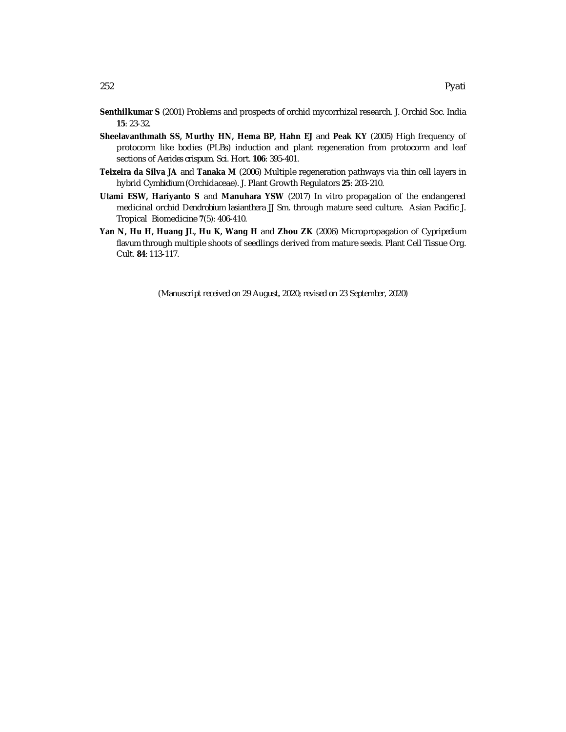**Senthilkumar S** (2001) Problems and prospects of orchid mycorrhizal research. J. Orchid Soc. India **15**: 23-32.

**Sheelavanthmath SS, Murthy HN, Hema BP, Hahn EJ** and **Peak KY** (2005) High frequency of protocorm like bodies (PLBs) induction and plant regeneration from protocorm and leaf sections of *Aerides crispum*. Sci. Hort. **106**: 395-401.

**Teixeira da Silva JA** and **Tanaka M** (2006) Multiple regeneration pathways via thin cell layers in hybrid *Cymbidium* (Orchidaceae). J. Plant Growth Regulators **25**: 203-210.

**Utami ESW, Hariyanto S** and **Manuhara YSW** (2017) In vitro propagation of the endangered medicinal orchid *Dendrobium lasianthera* JJ Sm. through mature seed culture. Asian Pacific J. Tropical Biomedicine **7**(5): 406-410.

**Yan N, Hu H, Huang JL, Hu K, Wang H** and **Zhou ZK** (2006) Micropropagation of *Cypripedium flavum* through multiple shoots of seedlings derived from mature seeds. Plant Cell Tissue Org. Cult. **84**: 113-117.

*(Manuscript received on 29 August, 2020; revised on 23 September, 2020)*